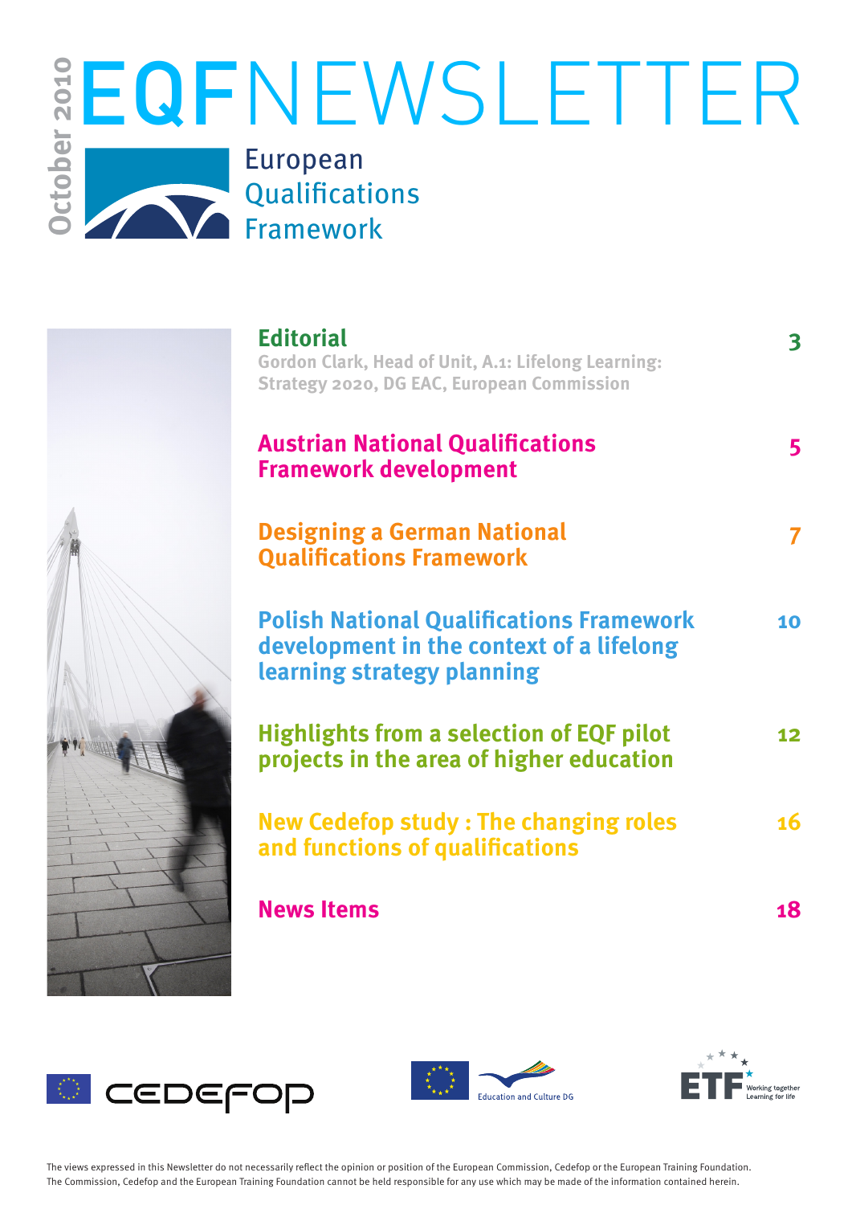October 2010

# EQF NEWSLETTER

European Qualifications Framework

## Editorial — 3

Gordon Clark, Head of Unit, A.1: Lifelong Learning: Strategy 2020, DG EAC, European Commission

## Austrian National Qualifications Framework development — 5

## Designing a German National Qualifications Framework — 7

## Polish National Qualifications Framework development in the context of a lifelong learning strategy planning — 10

## Highlights from a selection of EQF pilot projects in the area of higher education — 12

## New Cedefop study : The changing roles and functions of qualifications — 16

## News Items — 18

CEDEFOP

Education and Culture DG

ETF Working together Learning for life

The views expressed in this Newsletter do not necessarily reflect the opinion or position of the European Commission, Cedefop or the European Training Foundation. The Commission, Cedefop and the European Training Foundation cannot be held responsible for any use which may be made of the information contained herein.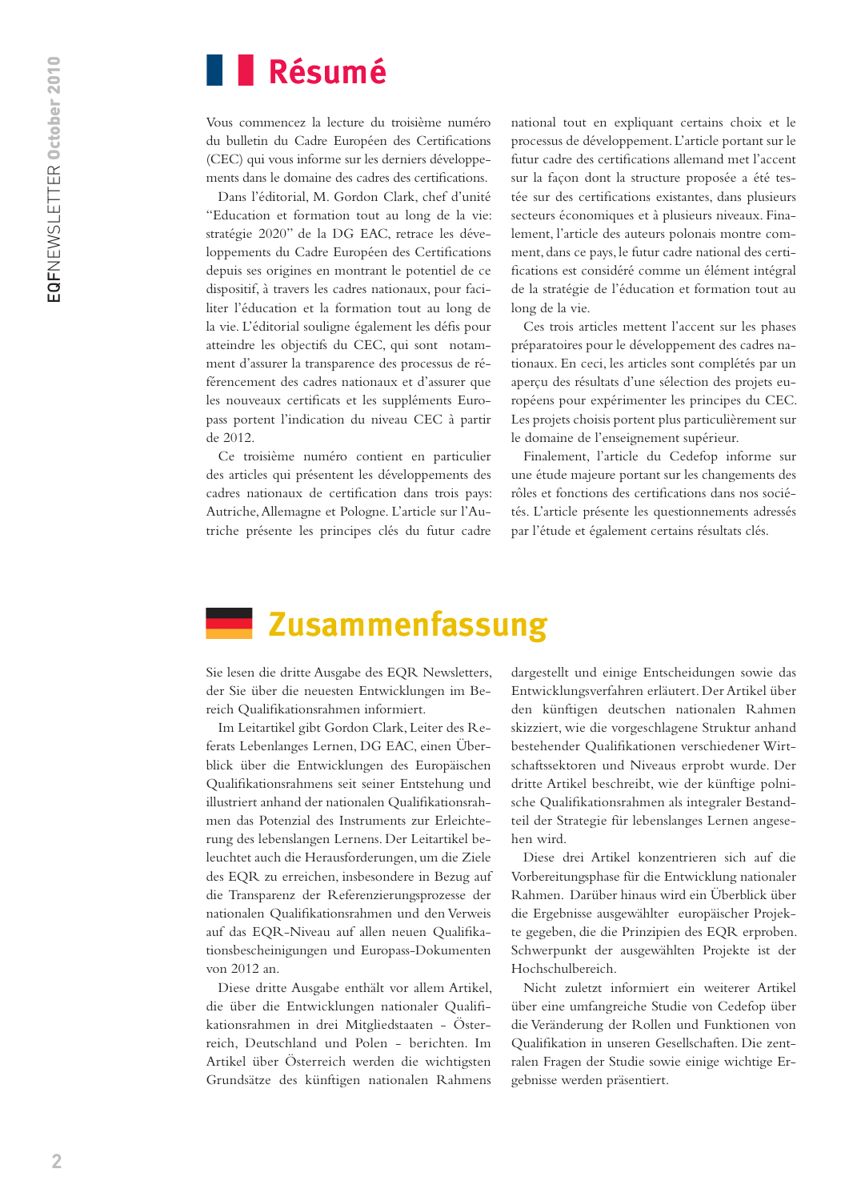## Résumé

Vous commencez la lecture du troisième numéro du bulletin du Cadre Européen des Certifications (CEC) qui vous informe sur les derniers développements dans le domaine des cadres des certifications.

Dans l'éditorial, M. Gordon Clark, chef d'unité "Education et formation tout au long de la vie: stratégie 2020" de la DG EAC, retrace les développements du Cadre Européen des Certifications depuis ses origines en montrant le potentiel de ce dispositif, à travers les cadres nationaux, pour faciliter l'éducation et la formation tout au long de la vie. L'éditorial souligne également les défis pour atteindre les objectifs du CEC, qui sont notamment d'assurer la transparence des processus de référencement des cadres nationaux et d'assurer que les nouveaux certificats et les suppléments Europass portent l'indication du niveau CEC à partir de 2012.

Ce troisième numéro contient en particulier des articles qui présentent les développements des cadres nationaux de certification dans trois pays: Autriche, Allemagne et Pologne. L'article sur l'Autriche présente les principes clés du futur cadre national tout en expliquant certains choix et le processus de développement. L'article portant sur le futur cadre des certifications allemand met l'accent sur la façon dont la structure proposée a été testée sur des certifications existantes, dans plusieurs secteurs économiques et à plusieurs niveaux. Finalement, l'article des auteurs polonais montre comment, dans ce pays, le futur cadre national des certifications est considéré comme un élément intégral de la stratégie de l'éducation et formation tout au long de la vie.

Ces trois articles mettent l'accent sur les phases préparatoires pour le développement des cadres nationaux. En ceci, les articles sont complétés par un aperçu des résultats d'une sélection des projets européens pour expérimenter les principes du CEC. Les projets choisis portent plus particulièrement sur le domaine de l'enseignement supérieur.

Finalement, l'article du Cedefop informe sur une étude majeure portant sur les changements des rôles et fonctions des certifications dans nos sociétés. L'article présente les questionnements adressés par l'étude et également certains résultats clés.

## Zusammenfassung

Sie lesen die dritte Ausgabe des EQR Newsletters, der Sie über die neuesten Entwicklungen im Bereich Qualifikationsrahmen informiert.

Im Leitartikel gibt Gordon Clark, Leiter des Referats Lebenlanges Lernen, DG EAC, einen Überblick über die Entwicklungen des Europäischen Qualifikationsrahmens seit seiner Entstehung und illustriert anhand der nationalen Qualifikationsrahmen das Potenzial des Instruments zur Erleichterung des lebenslangen Lernens. Der Leitartikel beleuchtet auch die Herausforderungen, um die Ziele des EQR zu erreichen, insbesondere in Bezug auf die Transparenz der Referenzierungsprozesse der nationalen Qualifikationsrahmen und den Verweis auf das EQR-Niveau auf allen neuen Qualifikationsbescheinigungen und Europass-Dokumenten von 2012 an.

Diese dritte Ausgabe enthält vor allem Artikel, die über die Entwicklungen nationaler Qualifikationsrahmen in drei Mitgliedstaaten - Österreich, Deutschland und Polen - berichten. Im Artikel über Österreich werden die wichtigsten Grundsätze des künftigen nationalen Rahmens dargestellt und einige Entscheidungen sowie das Entwicklungsverfahren erläutert. Der Artikel über den künftigen deutschen nationalen Rahmen skizziert, wie die vorgeschlagene Struktur anhand bestehender Qualifikationen verschiedener Wirtschaftssektoren und Niveaus erprobt wurde. Der dritte Artikel beschreibt, wie der künftige polnische Qualifikationsrahmen als integraler Bestandteil der Strategie für lebenslanges Lernen angesehen wird.

Diese drei Artikel konzentrieren sich auf die Vorbereitungsphase für die Entwicklung nationaler Rahmen. Darüber hinaus wird ein Überblick über die Ergebnisse ausgewählter europäischer Projekte gegeben, die die Prinzipien des EQR erproben. Schwerpunkt der ausgewählten Projekte ist der Hochschulbereich.

Nicht zuletzt informiert ein weiterer Artikel über eine umfangreiche Studie von Cedefop über die Veränderung der Rollen und Funktionen von Qualifikation in unseren Gesellschaften. Die zentralen Fragen der Studie sowie einige wichtige Ergebnisse werden präsentiert.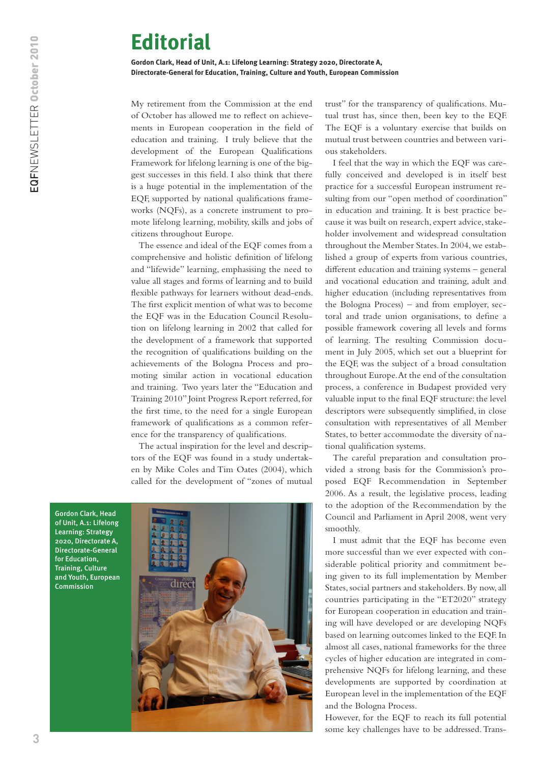# Editorial

**Gordon Clark, Head of Unit, A.1: Lifelong Learning: Strategy 2020, Directorate A, Directorate-General for Education, Training, Culture and Youth, European Commission**

My retirement from the Commission at the end of October has allowed me to reflect on achievements in European cooperation in the field of education and training. I truly believe that the development of the European Qualifications Framework for lifelong learning is one of the biggest successes in this field. I also think that there is a huge potential in the implementation of the EQF, supported by national qualifications frameworks (NQFs), as a concrete instrument to promote lifelong learning, mobility, skills and jobs of citizens throughout Europe.

The essence and ideal of the EQF comes from a comprehensive and holistic definition of lifelong and "lifewide" learning, emphasising the need to value all stages and forms of learning and to build flexible pathways for learners without dead-ends. The first explicit mention of what was to become the EQF was in the Education Council Resolution on lifelong learning in 2002 that called for the development of a framework that supported the recognition of qualifications building on the achievements of the Bologna Process and promoting similar action in vocational education and training. Two years later the "Education and Training 2010" Joint Progress Report referred, for the first time, to the need for a single European framework of qualifications as a common reference for the transparency of qualifications.

The actual inspiration for the level and descriptors of the EQF was found in a study undertaken by Mike Coles and Tim Oates (2004), which called for the development of "zones of mutual trust" for the transparency of qualifications. Mutual trust has, since then, been key to the EQF. The EQF is a voluntary exercise that builds on mutual trust between countries and between various stakeholders.

I feel that the way in which the EQF was carefully conceived and developed is in itself best practice for a successful European instrument resulting from our "open method of coordination" in education and training. It is best practice because it was built on research, expert advice, stakeholder involvement and widespread consultation throughout the Member States. In 2004, we established a group of experts from various countries, different education and training systems – general and vocational education and training, adult and higher education (including representatives from the Bologna Process) – and from employer, sectoral and trade union organisations, to define a possible framework covering all levels and forms of learning. The resulting Commission document in July 2005, which set out a blueprint for the EQF, was the subject of a broad consultation throughout Europe. At the end of the consultation process, a conference in Budapest provided very valuable input to the final EQF structure: the level descriptors were subsequently simplified, in close consultation with representatives of all Member States, to better accommodate the diversity of national qualification systems.

The careful preparation and consultation provided a strong basis for the Commission's proposed EQF Recommendation in September 2006. As a result, the legislative process, leading to the adoption of the Recommendation by the Council and Parliament in April 2008, went very smoothly.

I must admit that the EQF has become even more successful than we ever expected with considerable political priority and commitment being given to its full implementation by Member States, social partners and stakeholders. By now, all countries participating in the "ET2020" strategy for European cooperation in education and training will have developed or are developing NQFs based on learning outcomes linked to the EQF. In almost all cases, national frameworks for the three cycles of higher education are integrated in comprehensive NQFs for lifelong learning, and these developments are supported by coordination at European level in the implementation of the EQF and the Bologna Process.

However, for the EQF to reach its full potential some key challenges have to be addressed. Trans-

Gordon Clark, Head of Unit, A.1: Lifelong Learning: Strategy 2020, Directorate A, Directorate-General for Education, Training, Culture and Youth, European Commission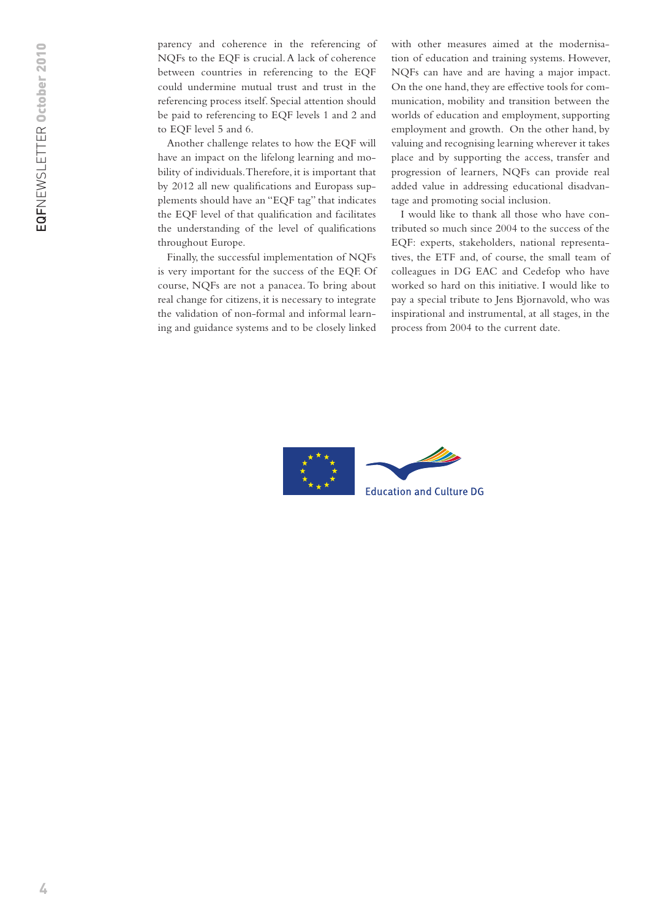parency and coherence in the referencing of NQFs to the EQF is crucial. A lack of coherence between countries in referencing to the EQF could undermine mutual trust and trust in the referencing process itself. Special attention should be paid to referencing to EQF levels 1 and 2 and to EQF level 5 and 6.

Another challenge relates to how the EQF will have an impact on the lifelong learning and mobility of individuals. Therefore, it is important that by 2012 all new qualifications and Europass supplements should have an "EQF tag" that indicates the EQF level of that qualification and facilitates the understanding of the level of qualifications throughout Europe.

Finally, the successful implementation of NQFs is very important for the success of the EQF. Of course, NQFs are not a panacea. To bring about real change for citizens, it is necessary to integrate the validation of non-formal and informal learning and guidance systems and to be closely linked with other measures aimed at the modernisation of education and training systems. However, NQFs can have and are having a major impact. On the one hand, they are effective tools for communication, mobility and transition between the worlds of education and employment, supporting employment and growth. On the other hand, by valuing and recognising learning wherever it takes place and by supporting the access, transfer and progression of learners, NQFs can provide real added value in addressing educational disadvantage and promoting social inclusion.

I would like to thank all those who have contributed so much since 2004 to the success of the EQF: experts, stakeholders, national representatives, the ETF and, of course, the small team of colleagues in DG EAC and Cedefop who have worked so hard on this initiative. I would like to pay a special tribute to Jens Bjornavold, who was inspirational and instrumental, at all stages, in the process from 2004 to the current date.

Education and Culture DG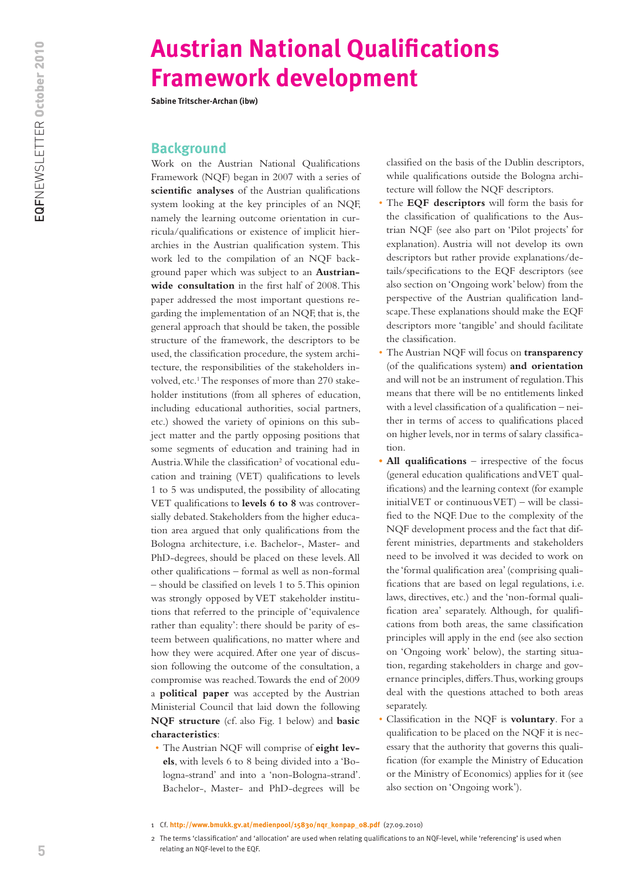# Austrian National Qualifications Framework development

**Sabine Tritscher-Archan (ibw)**

## Background

Work on the Austrian National Qualifications Framework (NQF) began in 2007 with a series of **scientific analyses** of the Austrian qualifications system looking at the key principles of an NQF, namely the learning outcome orientation in curricula/qualifications or existence of implicit hierarchies in the Austrian qualification system. This work led to the compilation of an NQF background paper which was subject to an **Austrian-wide consultation** in the first half of 2008. This paper addressed the most important questions regarding the implementation of an NQF, that is, the general approach that should be taken, the possible structure of the framework, the descriptors to be used, the classification procedure, the system architecture, the responsibilities of the stakeholders involved, etc.[1] The responses of more than 270 stakeholder institutions (from all spheres of education, including educational authorities, social partners, etc.) showed the variety of opinions on this subject matter and the partly opposing positions that some segments of education and training had in Austria. While the classification[2] of vocational education and training (VET) qualifications to levels 1 to 5 was undisputed, the possibility of allocating VET qualifications to **levels 6 to 8** was controversially debated. Stakeholders from the higher education area argued that only qualifications from the Bologna architecture, i.e. Bachelor-, Master- and PhD-degrees, should be placed on these levels. All other qualifications – formal as well as non-formal – should be classified on levels 1 to 5. This opinion was strongly opposed by VET stakeholder institutions that referred to the principle of 'equivalence rather than equality': there should be parity of esteem between qualifications, no matter where and how they were acquired. After one year of discussion following the outcome of the consultation, a compromise was reached. Towards the end of 2009 a **political paper** was accepted by the Austrian Ministerial Council that laid down the following **NQF structure** (cf. also Fig. 1 below) and **basic characteristics**:

- The Austrian NQF will comprise of **eight levels**, with levels 6 to 8 being divided into a 'Bologna-strand' and into a 'non-Bologna-strand'. Bachelor-, Master- and PhD-degrees will be classified on the basis of the Dublin descriptors, while qualifications outside the Bologna architecture will follow the NQF descriptors.
- The **EQF descriptors** will form the basis for the classification of qualifications to the Austrian NQF (see also part on 'Pilot projects' for explanation). Austria will not develop its own descriptors but rather provide explanations/details/specifications to the EQF descriptors (see also section on 'Ongoing work' below) from the perspective of the Austrian qualification landscape. These explanations should make the EQF descriptors more 'tangible' and should facilitate the classification.
- The Austrian NQF will focus on **transparency** (of the qualifications system) **and orientation** and will not be an instrument of regulation. This means that there will be no entitlements linked with a level classification of a qualification – neither in terms of access to qualifications placed on higher levels, nor in terms of salary classification.
- **All qualifications** – irrespective of the focus (general education qualifications and VET qualifications) and the learning context (for example initial VET or continuous VET) – will be classified to the NQF. Due to the complexity of the NQF development process and the fact that different ministries, departments and stakeholders need to be involved it was decided to work on the 'formal qualification area' (comprising qualifications that are based on legal regulations, i.e. laws, directives, etc.) and the 'non-formal qualification area' separately. Although, for qualifications from both areas, the same classification principles will apply in the end (see also section on 'Ongoing work' below), the starting situation, regarding stakeholders in charge and governance principles, differs. Thus, working groups deal with the questions attached to both areas separately.
- Classification in the NQF is **voluntary**. For a qualification to be placed on the NQF it is necessary that the authority that governs this qualification (for example the Ministry of Education or the Ministry of Economics) applies for it (see also section on 'Ongoing work').

---

1 Cf. http://www.bmukk.gv.at/medienpool/15830/nqr_konpap_08.pdf (27.09.2010)

2 The terms 'classification' and 'allocation' are used when relating qualifications to an NQF-level, while 'referencing' is used when relating an NQF-level to the EQF.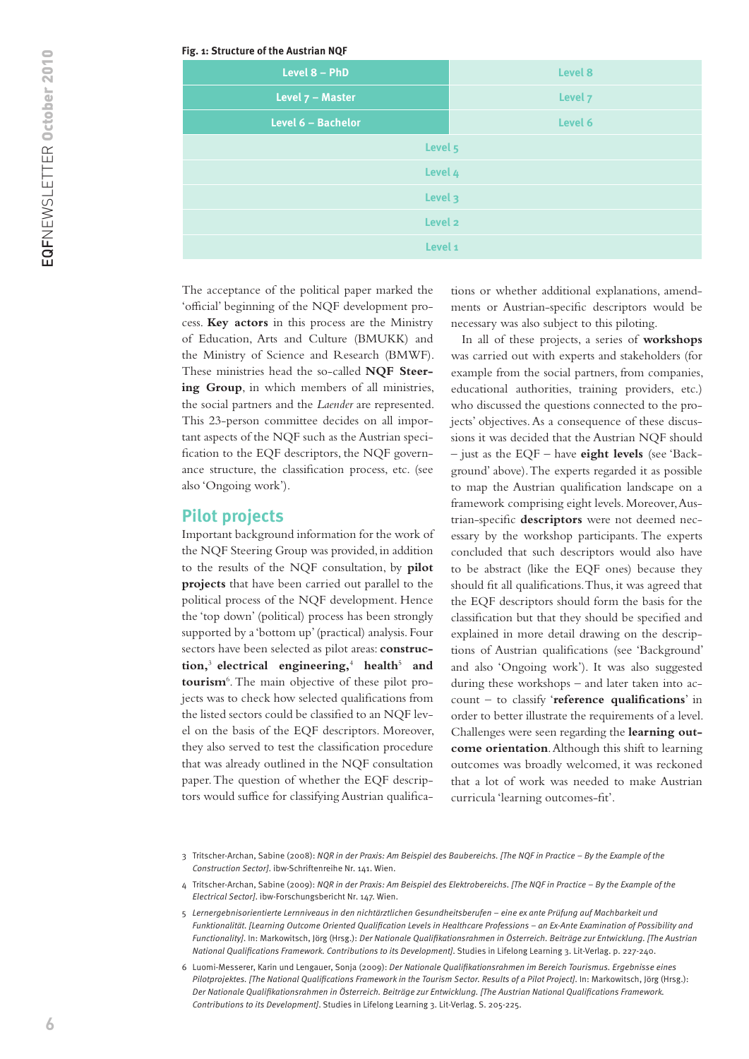**Fig. 1: Structure of the Austrian NQF**

| | |
|---|---|
| Level 8 – PhD | Level 8 |
| Level 7 – Master | Level 7 |
| Level 6 – Bachelor | Level 6 |
| Level 5 | |
| Level 4 | |
| Level 3 | |
| Level 2 | |
| Level 1 | |

The acceptance of the political paper marked the 'official' beginning of the NQF development process. **Key actors** in this process are the Ministry of Education, Arts and Culture (BMUKK) and the Ministry of Science and Research (BMWF). These ministries head the so-called **NQF Steering Group**, in which members of all ministries, the social partners and the *Laender* are represented. This 23-person committee decides on all important aspects of the NQF such as the Austrian specification to the EQF descriptors, the NQF governance structure, the classification process, etc. (see also 'Ongoing work').

## Pilot projects

Important background information for the work of the NQF Steering Group was provided, in addition to the results of the NQF consultation, by **pilot projects** that have been carried out parallel to the political process of the NQF development. Hence the 'top down' (political) process has been strongly supported by a 'bottom up' (practical) analysis. Four sectors have been selected as pilot areas: **construction,**[3] **electrical engineering,**[4] **health**[5] and **tourism**[6]. The main objective of these pilot projects was to check how selected qualifications from the listed sectors could be classified to an NQF level on the basis of the EQF descriptors. Moreover, they also served to test the classification procedure that was already outlined in the NQF consultation paper. The question of whether the EQF descriptors would suffice for classifying Austrian qualifications or whether additional explanations, amendments or Austrian-specific descriptors would be necessary was also subject to this piloting.

In all of these projects, a series of **workshops** was carried out with experts and stakeholders (for example from the social partners, from companies, educational authorities, training providers, etc.) who discussed the questions connected to the projects' objectives. As a consequence of these discussions it was decided that the Austrian NQF should – just as the EQF – have **eight levels** (see 'Background' above). The experts regarded it as possible to map the Austrian qualification landscape on a framework comprising eight levels. Moreover, Austrian-specific **descriptors** were not deemed necessary by the workshop participants. The experts concluded that such descriptors would also have to be abstract (like the EQF ones) because they should fit all qualifications. Thus, it was agreed that the EQF descriptors should form the basis for the classification but that they should be specified and explained in more detail drawing on the descriptions of Austrian qualifications (see 'Background' and also 'Ongoing work'). It was also suggested during these workshops – and later taken into account – to classify '**reference qualifications**' in order to better illustrate the requirements of a level. Challenges were seen regarding the **learning outcome orientation**. Although this shift to learning outcomes was broadly welcomed, it was reckoned that a lot of work was needed to make Austrian curricula 'learning outcomes-fit'.

---

3 Tritscher-Archan, Sabine (2008): *NQR in der Praxis: Am Beispiel des Baubereichs. [The NQF in Practice – By the Example of the Construction Sector]*. ibw-Schriftenreihe Nr. 141. Wien.

4 Tritscher-Archan, Sabine (2009): *NQR in der Praxis: Am Beispiel des Elektrobereichs. [The NQF in Practice – By the Example of the Electrical Sector]*. ibw-Forschungsbericht Nr. 147. Wien.

5 *Lernergebnisorientierte Lernniveaus in den nichtärztlichen Gesundheitsberufen – eine ex ante Prüfung auf Machbarkeit und Funktionalität. [Learning Outcome Oriented Qualification Levels in Healthcare Professions – an Ex-Ante Examination of Possibility and Functionality]*. In: Markowitsch, Jörg (Hrsg.): *Der Nationale Qualifikationsrahmen in Österreich. Beiträge zur Entwicklung. [The Austrian National Qualifications Framework. Contributions to its Development]*. Studies in Lifelong Learning 3. Lit-Verlag. p. 227-240.

6 Luomi-Messerer, Karin und Lengauer, Sonja (2009): *Der Nationale Qualifikationsrahmen im Bereich Tourismus. Ergebnisse eines Pilotprojektes. [The National Qualifications Framework in the Tourism Sector. Results of a Pilot Project]*. In: Markowitsch, Jörg (Hrsg.): *Der Nationale Qualifikationsrahmen in Österreich. Beiträge zur Entwicklung. [The Austrian National Qualifications Framework. Contributions to its Development]*. Studies in Lifelong Learning 3. Lit-Verlag. S. 205-225.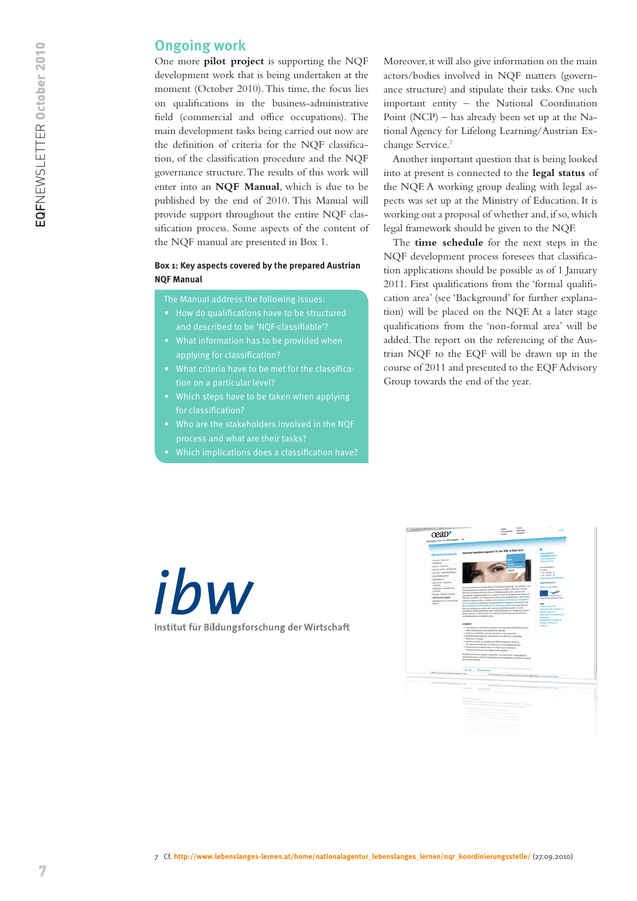## Ongoing work

One more **pilot project** is supporting the NQF development work that is being undertaken at the moment (October 2010). This time, the focus lies on qualifications in the business-administrative field (commercial and office occupations). The main development tasks being carried out now are the definition of criteria for the NQF classification, of the classification procedure and the NQF governance structure. The results of this work will enter into an **NQF Manual**, which is due to be published by the end of 2010. This Manual will provide support throughout the entire NQF classification process. Some aspects of the content of the NQF manual are presented in Box 1.

**Box 1: Key aspects covered by the prepared Austrian NQF Manual**

The Manual address the following issues:

- How do qualifications have to be structured and described to be 'NQF-classifiable'?
- What information has to be provided when applying for classification?
- What criteria have to be met for the classification on a particular level?
- Which steps have to be taken when applying for classification?
- Who are the stakeholders involved in the NQF process and what are their tasks?
- Which implications does a classification have?

Moreover, it will also give information on the main actors/bodies involved in NQF matters (governance structure) and stipulate their tasks. One such important entity – the National Coordination Point (NCP) – has already been set up at the National Agency for Lifelong Learning/Austrian Exchange Service.[7]

Another important question that is being looked into at present is connected to the **legal status** of the NQF. A working group dealing with legal aspects was set up at the Ministry of Education. It is working out a proposal of whether and, if so, which legal framework should be given to the NQF.

The **time schedule** for the next steps in the NQF development process foresees that classification applications should be possible as of 1 January 2011. First qualifications from the 'formal qualification area' (see 'Background' for further explanation) will be placed on the NQF. At a later stage qualifications from the 'non-formal area' will be added. The report on the referencing of the Austrian NQF to the EQF will be drawn up in the course of 2011 and presented to the EQF Advisory Group towards the end of the year.

ibw
Institut für Bildungsforschung der Wirtschaft

7 Cf. http://www.lebenslanges-lernen.at/home/nationalagentur_lebenslanges_lernen/nqr_koordinierungsstelle/ (27.09.2010)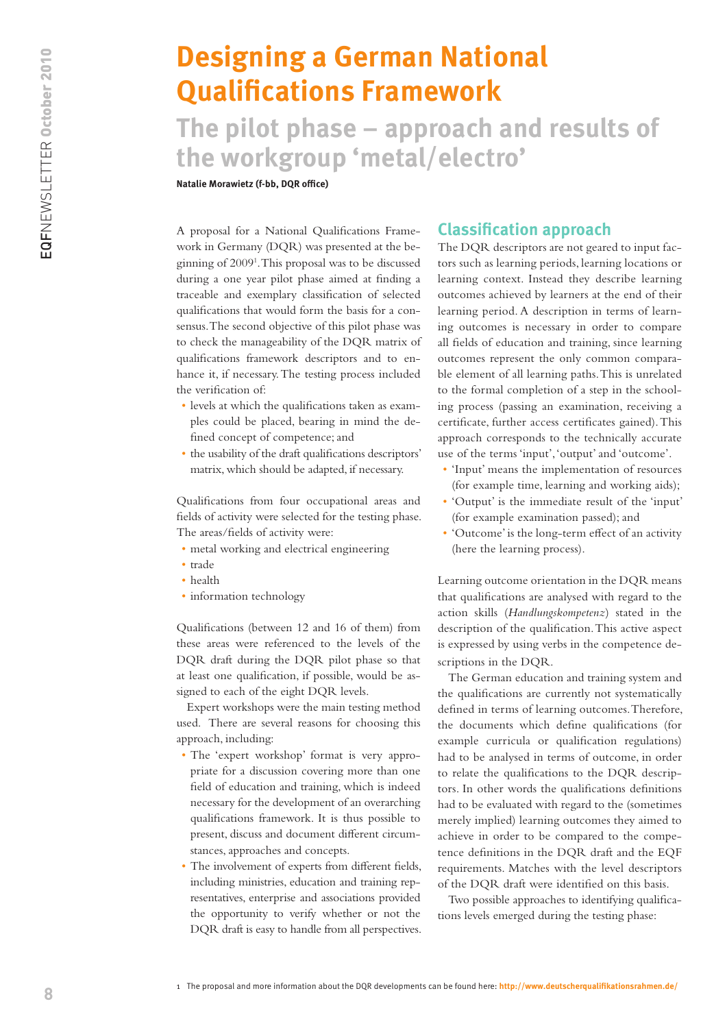# Designing a German National Qualifications Framework

## The pilot phase – approach and results of the workgroup 'metal/electro'

**Natalie Morawietz (f-bb, DQR office)**

A proposal for a National Qualifications Framework in Germany (DQR) was presented at the beginning of 2009[1]. This proposal was to be discussed during a one year pilot phase aimed at finding a traceable and exemplary classification of selected qualifications that would form the basis for a consensus. The second objective of this pilot phase was to check the manageability of the DQR matrix of qualifications framework descriptors and to enhance it, if necessary. The testing process included the verification of:

- levels at which the qualifications taken as examples could be placed, bearing in mind the defined concept of competence; and
- the usability of the draft qualifications descriptors' matrix, which should be adapted, if necessary.

Qualifications from four occupational areas and fields of activity were selected for the testing phase. The areas/fields of activity were:

- metal working and electrical engineering
- trade
- health
- information technology

Qualifications (between 12 and 16 of them) from these areas were referenced to the levels of the DQR draft during the DQR pilot phase so that at least one qualification, if possible, would be assigned to each of the eight DQR levels.

Expert workshops were the main testing method used. There are several reasons for choosing this approach, including:

- The 'expert workshop' format is very appropriate for a discussion covering more than one field of education and training, which is indeed necessary for the development of an overarching qualifications framework. It is thus possible to present, discuss and document different circumstances, approaches and concepts.
- The involvement of experts from different fields, including ministries, education and training representatives, enterprise and associations provided the opportunity to verify whether or not the DQR draft is easy to handle from all perspectives.

## Classification approach

The DQR descriptors are not geared to input factors such as learning periods, learning locations or learning context. Instead they describe learning outcomes achieved by learners at the end of their learning period. A description in terms of learning outcomes is necessary in order to compare all fields of education and training, since learning outcomes represent the only common comparable element of all learning paths. This is unrelated to the formal completion of a step in the schooling process (passing an examination, receiving a certificate, further access certificates gained). This approach corresponds to the technically accurate use of the terms 'input', 'output' and 'outcome'.

- 'Input' means the implementation of resources (for example time, learning and working aids);
- 'Output' is the immediate result of the 'input' (for example examination passed); and
- 'Outcome' is the long-term effect of an activity (here the learning process).

Learning outcome orientation in the DQR means that qualifications are analysed with regard to the action skills (*Handlungskompetenz*) stated in the description of the qualification. This active aspect is expressed by using verbs in the competence descriptions in the DQR.

The German education and training system and the qualifications are currently not systematically defined in terms of learning outcomes. Therefore, the documents which define qualifications (for example curricula or qualification regulations) had to be analysed in terms of outcome, in order to relate the qualifications to the DQR descriptors. In other words the qualifications definitions had to be evaluated with regard to the (sometimes merely implied) learning outcomes they aimed to achieve in order to be compared to the competence definitions in the DQR draft and the EQF requirements. Matches with the level descriptors of the DQR draft were identified on this basis.

Two possible approaches to identifying qualifications levels emerged during the testing phase:

1 The proposal and more information about the DQR developments can be found here: http://www.deutscherqualifikationsrahmen.de/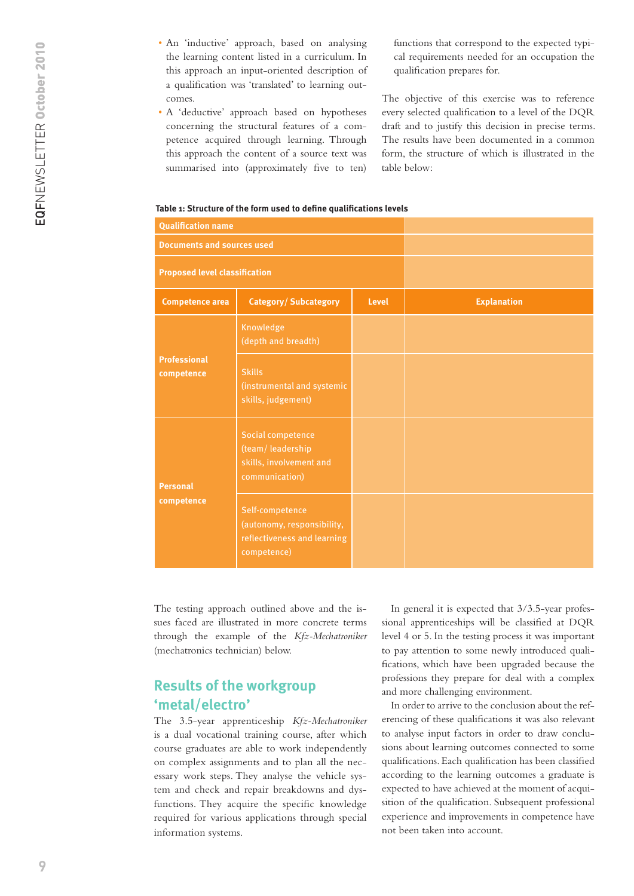- An 'inductive' approach, based on analysing the learning content listed in a curriculum. In this approach an input-oriented description of a qualification was 'translated' to learning outcomes.
- A 'deductive' approach based on hypotheses concerning the structural features of a competence acquired through learning. Through this approach the content of a source text was summarised into (approximately five to ten) functions that correspond to the expected typical requirements needed for an occupation the qualification prepares for.

The objective of this exercise was to reference every selected qualification to a level of the DQR draft and to justify this decision in precise terms. The results have been documented in a common form, the structure of which is illustrated in the table below:

**Table 1: Structure of the form used to define qualifications levels**

| Qualification name | | | |
|---|---|---|---|
| Documents and sources used | | | |
| Proposed level classification | | | |
| **Competence area** | **Category/ Subcategory** | **Level** | **Explanation** |
| Professional competence | Knowledge (depth and breadth) | | |
| | Skills (instrumental and systemic skills, judgement) | | |
| Personal competence | Social competence (team/ leadership skills, involvement and communication) | | |
| | Self-competence (autonomy, responsibility, reflectiveness and learning competence) | | |

The testing approach outlined above and the issues faced are illustrated in more concrete terms through the example of the *Kfz-Mechatroniker* (mechatronics technician) below.

## Results of the workgroup 'metal/electro'

The 3.5-year apprenticeship *Kfz-Mechatroniker* is a dual vocational training course, after which course graduates are able to work independently on complex assignments and to plan all the necessary work steps. They analyse the vehicle system and check and repair breakdowns and dysfunctions. They acquire the specific knowledge required for various applications through special information systems.

In general it is expected that 3/3.5-year professional apprenticeships will be classified at DQR level 4 or 5. In the testing process it was important to pay attention to some newly introduced qualifications, which have been upgraded because the professions they prepare for deal with a complex and more challenging environment.

In order to arrive to the conclusion about the referencing of these qualifications it was also relevant to analyse input factors in order to draw conclusions about learning outcomes connected to some qualifications. Each qualification has been classified according to the learning outcomes a graduate is expected to have achieved at the moment of acquisition of the qualification. Subsequent professional experience and improvements in competence have not been taken into account.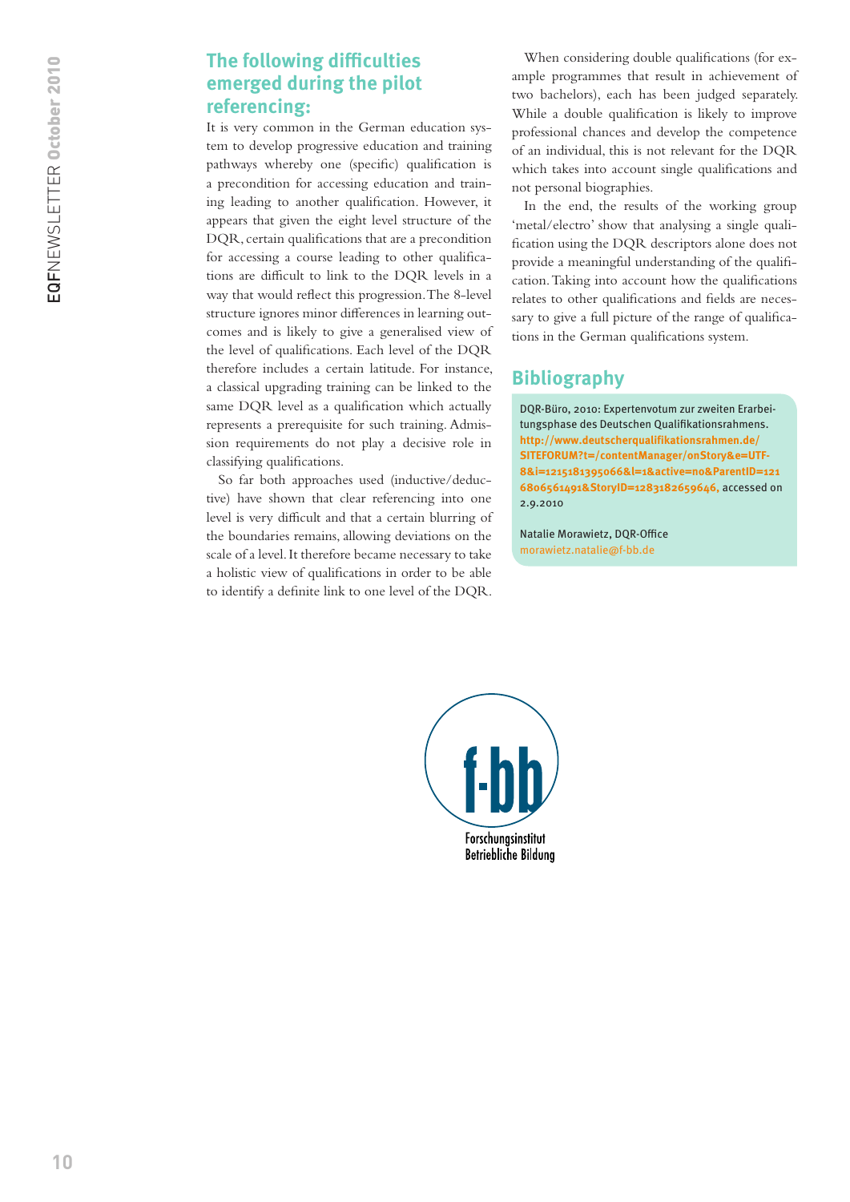## The following difficulties emerged during the pilot referencing:

It is very common in the German education system to develop progressive education and training pathways whereby one (specific) qualification is a precondition for accessing education and training leading to another qualification. However, it appears that given the eight level structure of the DQR, certain qualifications that are a precondition for accessing a course leading to other qualifications are difficult to link to the DQR levels in a way that would reflect this progression. The 8-level structure ignores minor differences in learning outcomes and is likely to give a generalised view of the level of qualifications. Each level of the DQR therefore includes a certain latitude. For instance, a classical upgrading training can be linked to the same DQR level as a qualification which actually represents a prerequisite for such training. Admission requirements do not play a decisive role in classifying qualifications.

So far both approaches used (inductive/deductive) have shown that clear referencing into one level is very difficult and that a certain blurring of the boundaries remains, allowing deviations on the scale of a level. It therefore became necessary to take a holistic view of qualifications in order to be able to identify a definite link to one level of the DQR.

When considering double qualifications (for example programmes that result in achievement of two bachelors), each has been judged separately. While a double qualification is likely to improve professional chances and develop the competence of an individual, this is not relevant for the DQR which takes into account single qualifications and not personal biographies.

In the end, the results of the working group 'metal/electro' show that analysing a single qualification using the DQR descriptors alone does not provide a meaningful understanding of the qualification. Taking into account how the qualifications relates to other qualifications and fields are necessary to give a full picture of the range of qualifications in the German qualifications system.

## Bibliography

DQR-Büro, 2010: Expertenvotum zur zweiten Erarbeitungsphase des Deutschen Qualifikationsrahmens. **http://www.deutscherqualifikationsrahmen.de/SITEFORUM?t=/contentManager/onStory&e=UTF-8&i=1215181395066&l=1&active=no&ParentID=1216806561491&StoryID=1283182659646**, accessed on 2.9.2010

Natalie Morawietz, DQR-Office
morawietz.natalie@f-bb.de

f-bb
Forschungsinstitut Betriebliche Bildung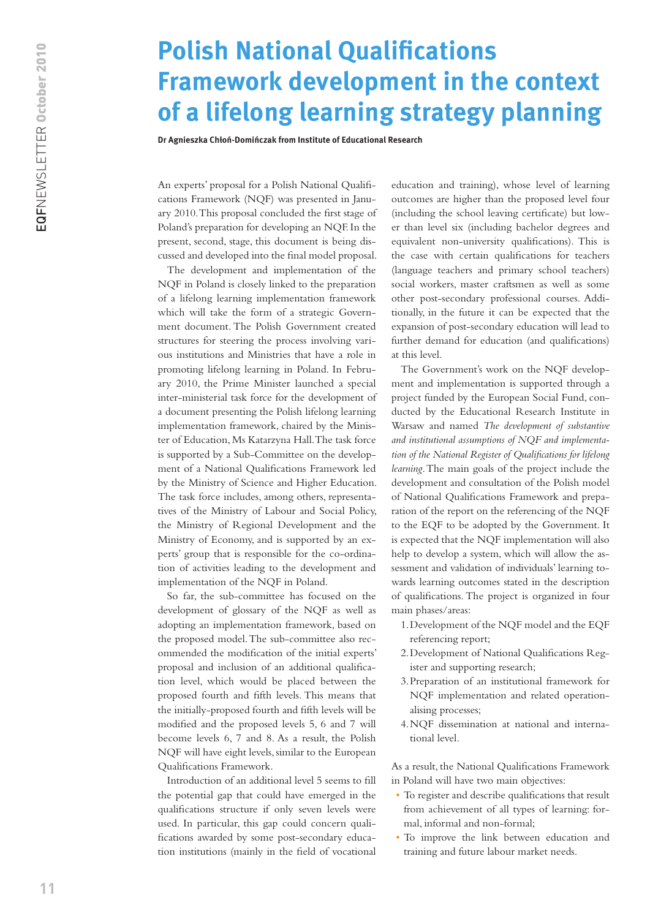# Polish National Qualifications Framework development in the context of a lifelong learning strategy planning

**Dr Agnieszka Chłoń-Domińczak from Institute of Educational Research**

An experts' proposal for a Polish National Qualifications Framework (NQF) was presented in January 2010. This proposal concluded the first stage of Poland's preparation for developing an NQF. In the present, second, stage, this document is being discussed and developed into the final model proposal.

The development and implementation of the NQF in Poland is closely linked to the preparation of a lifelong learning implementation framework which will take the form of a strategic Government document. The Polish Government created structures for steering the process involving various institutions and Ministries that have a role in promoting lifelong learning in Poland. In February 2010, the Prime Minister launched a special inter-ministerial task force for the development of a document presenting the Polish lifelong learning implementation framework, chaired by the Minister of Education, Ms Katarzyna Hall. The task force is supported by a Sub-Committee on the development of a National Qualifications Framework led by the Ministry of Science and Higher Education. The task force includes, among others, representatives of the Ministry of Labour and Social Policy, the Ministry of Regional Development and the Ministry of Economy, and is supported by an experts' group that is responsible for the co-ordination of activities leading to the development and implementation of the NQF in Poland.

So far, the sub-committee has focused on the development of glossary of the NQF as well as adopting an implementation framework, based on the proposed model. The sub-committee also recommended the modification of the initial experts' proposal and inclusion of an additional qualification level, which would be placed between the proposed fourth and fifth levels. This means that the initially-proposed fourth and fifth levels will be modified and the proposed levels 5, 6 and 7 will become levels 6, 7 and 8. As a result, the Polish NQF will have eight levels, similar to the European Qualifications Framework.

Introduction of an additional level 5 seems to fill the potential gap that could have emerged in the qualifications structure if only seven levels were used. In particular, this gap could concern qualifications awarded by some post-secondary education institutions (mainly in the field of vocational education and training), whose level of learning outcomes are higher than the proposed level four (including the school leaving certificate) but lower than level six (including bachelor degrees and equivalent non-university qualifications). This is the case with certain qualifications for teachers (language teachers and primary school teachers) social workers, master craftsmen as well as some other post-secondary professional courses. Additionally, in the future it can be expected that the expansion of post-secondary education will lead to further demand for education (and qualifications) at this level.

The Government's work on the NQF development and implementation is supported through a project funded by the European Social Fund, conducted by the Educational Research Institute in Warsaw and named *The development of substantive and institutional assumptions of NQF and implementation of the National Register of Qualifications for lifelong learning*. The main goals of the project include the development and consultation of the Polish model of National Qualifications Framework and preparation of the report on the referencing of the NQF to the EQF to be adopted by the Government. It is expected that the NQF implementation will also help to develop a system, which will allow the assessment and validation of individuals' learning towards learning outcomes stated in the description of qualifications. The project is organized in four main phases/areas:

1. Development of the NQF model and the EQF referencing report;
2. Development of National Qualifications Register and supporting research;
3. Preparation of an institutional framework for NQF implementation and related operationalising processes;
4. NQF dissemination at national and international level.

As a result, the National Qualifications Framework in Poland will have two main objectives:

- To register and describe qualifications that result from achievement of all types of learning: formal, informal and non-formal;
- To improve the link between education and training and future labour market needs.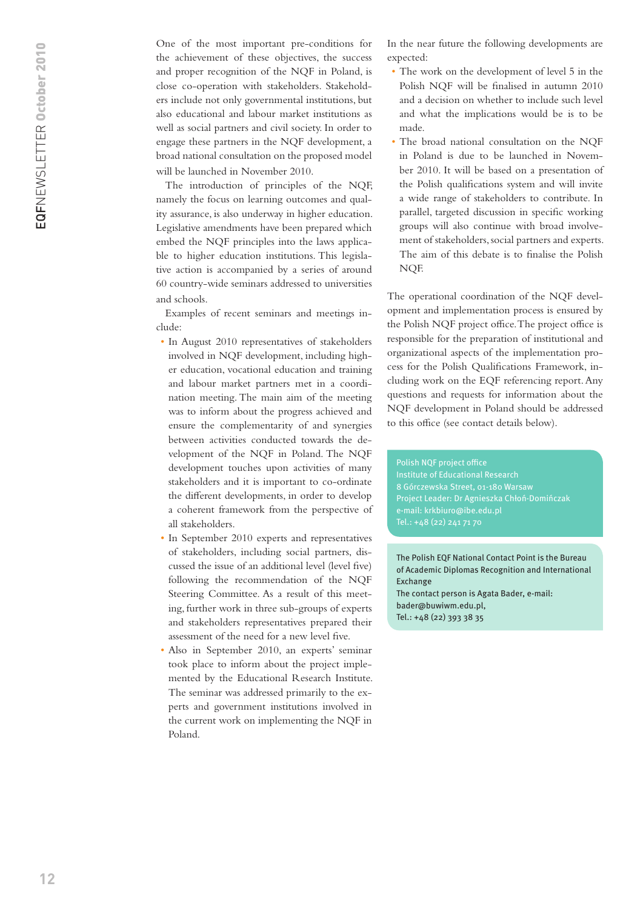One of the most important pre-conditions for the achievement of these objectives, the success and proper recognition of the NQF in Poland, is close co-operation with stakeholders. Stakeholders include not only governmental institutions, but also educational and labour market institutions as well as social partners and civil society. In order to engage these partners in the NQF development, a broad national consultation on the proposed model will be launched in November 2010.

The introduction of principles of the NQF, namely the focus on learning outcomes and quality assurance, is also underway in higher education. Legislative amendments have been prepared which embed the NQF principles into the laws applicable to higher education institutions. This legislative action is accompanied by a series of around 60 country-wide seminars addressed to universities and schools.

Examples of recent seminars and meetings include:

- In August 2010 representatives of stakeholders involved in NQF development, including higher education, vocational education and training and labour market partners met in a coordination meeting. The main aim of the meeting was to inform about the progress achieved and ensure the complementarity of and synergies between activities conducted towards the development of the NQF in Poland. The NQF development touches upon activities of many stakeholders and it is important to co-ordinate the different developments, in order to develop a coherent framework from the perspective of all stakeholders.
- In September 2010 experts and representatives of stakeholders, including social partners, discussed the issue of an additional level (level five) following the recommendation of the NQF Steering Committee. As a result of this meeting, further work in three sub-groups of experts and stakeholders representatives prepared their assessment of the need for a new level five.
- Also in September 2010, an experts' seminar took place to inform about the project implemented by the Educational Research Institute. The seminar was addressed primarily to the experts and government institutions involved in the current work on implementing the NQF in Poland.

In the near future the following developments are expected:

- The work on the development of level 5 in the Polish NQF will be finalised in autumn 2010 and a decision on whether to include such level and what the implications would be is to be made.
- The broad national consultation on the NQF in Poland is due to be launched in November 2010. It will be based on a presentation of the Polish qualifications system and will invite a wide range of stakeholders to contribute. In parallel, targeted discussion in specific working groups will also continue with broad involvement of stakeholders, social partners and experts. The aim of this debate is to finalise the Polish NQF.

The operational coordination of the NQF development and implementation process is ensured by the Polish NQF project office. The project office is responsible for the preparation of institutional and organizational aspects of the implementation process for the Polish Qualifications Framework, including work on the EQF referencing report. Any questions and requests for information about the NQF development in Poland should be addressed to this office (see contact details below).

Polish NQF project office
Institute of Educational Research
8 Górczewska Street, 01-180 Warsaw
Project Leader: Dr Agnieszka Chłoń-Domińczak
e-mail: krkbiuro@ibe.edu.pl
Tel.: +48 (22) 241 71 70

The Polish EQF National Contact Point is the Bureau of Academic Diplomas Recognition and International Exchange
The contact person is Agata Bader, e-mail: bader@buwiwm.edu.pl,
Tel.: +48 (22) 393 38 35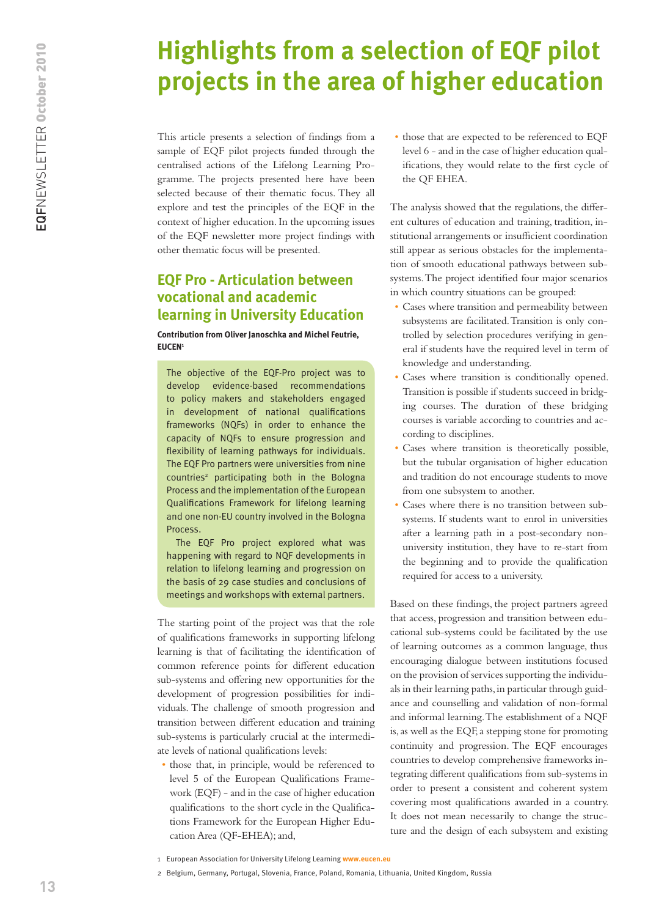# Highlights from a selection of EQF pilot projects in the area of higher education

This article presents a selection of findings from a sample of EQF pilot projects funded through the centralised actions of the Lifelong Learning Programme. The projects presented here have been selected because of their thematic focus. They all explore and test the principles of the EQF in the context of higher education. In the upcoming issues of the EQF newsletter more project findings with other thematic focus will be presented.

## EQF Pro - Articulation between vocational and academic learning in University Education

**Contribution from Oliver Janoschka and Michel Feutrie, EUCEN[1]**

The objective of the EQF-Pro project was to develop evidence-based recommendations to policy makers and stakeholders engaged in development of national qualifications frameworks (NQFs) in order to enhance the capacity of NQFs to ensure progression and flexibility of learning pathways for individuals. The EQF Pro partners were universities from nine countries[2] participating both in the Bologna Process and the implementation of the European Qualifications Framework for lifelong learning and one non-EU country involved in the Bologna Process.

The EQF Pro project explored what was happening with regard to NQF developments in relation to lifelong learning and progression on the basis of 29 case studies and conclusions of meetings and workshops with external partners.

The starting point of the project was that the role of qualifications frameworks in supporting lifelong learning is that of facilitating the identification of common reference points for different education sub-systems and offering new opportunities for the development of progression possibilities for individuals. The challenge of smooth progression and transition between different education and training sub-systems is particularly crucial at the intermediate levels of national qualifications levels:

- those that, in principle, would be referenced to level 5 of the European Qualifications Framework (EQF) - and in the case of higher education qualifications to the short cycle in the Qualifications Framework for the European Higher Education Area (QF-EHEA); and,
- those that are expected to be referenced to EQF level 6 - and in the case of higher education qualifications, they would relate to the first cycle of the QF EHEA.

The analysis showed that the regulations, the different cultures of education and training, tradition, institutional arrangements or insufficient coordination still appear as serious obstacles for the implementation of smooth educational pathways between subsystems. The project identified four major scenarios in which country situations can be grouped:

- Cases where transition and permeability between subsystems are facilitated. Transition is only controlled by selection procedures verifying in general if students have the required level in term of knowledge and understanding.
- Cases where transition is conditionally opened. Transition is possible if students succeed in bridging courses. The duration of these bridging courses is variable according to countries and according to disciplines.
- Cases where transition is theoretically possible, but the tubular organisation of higher education and tradition do not encourage students to move from one subsystem to another.
- Cases where there is no transition between subsystems. If students want to enrol in universities after a learning path in a post-secondary non-university institution, they have to re-start from the beginning and to provide the qualification required for access to a university.

Based on these findings, the project partners agreed that access, progression and transition between educational sub-systems could be facilitated by the use of learning outcomes as a common language, thus encouraging dialogue between institutions focused on the provision of services supporting the individuals in their learning paths, in particular through guidance and counselling and validation of non-formal and informal learning. The establishment of a NQF is, as well as the EQF, a stepping stone for promoting continuity and progression. The EQF encourages countries to develop comprehensive frameworks integrating different qualifications from sub-systems in order to present a consistent and coherent system covering most qualifications awarded in a country. It does not mean necessarily to change the structure and the design of each subsystem and existing

---

1 European Association for University Lifelong Learning www.eucen.eu

2 Belgium, Germany, Portugal, Slovenia, France, Poland, Romania, Lithuania, United Kingdom, Russia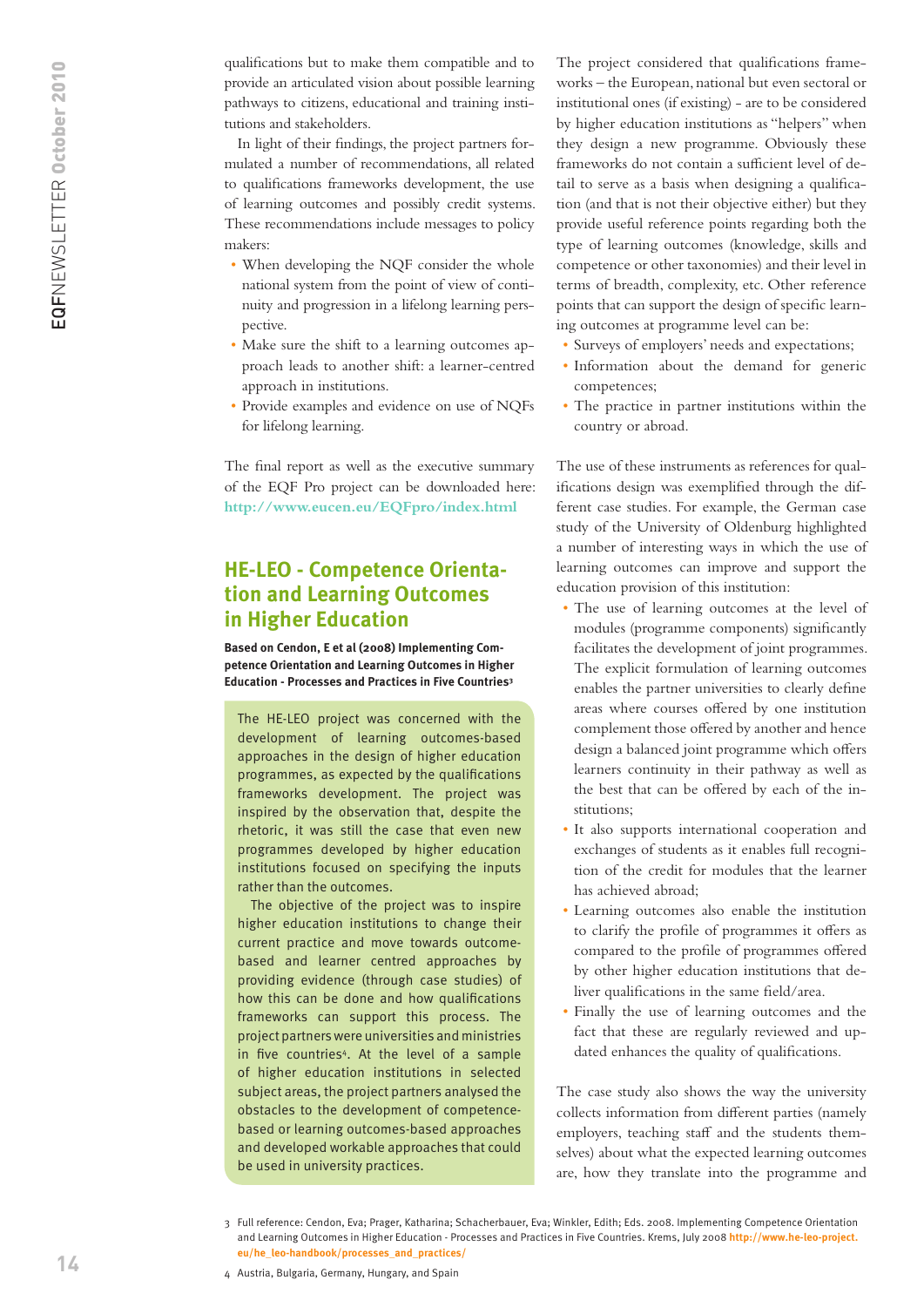qualifications but to make them compatible and to provide an articulated vision about possible learning pathways to citizens, educational and training institutions and stakeholders.

In light of their findings, the project partners formulated a number of recommendations, all related to qualifications frameworks development, the use of learning outcomes and possibly credit systems. These recommendations include messages to policy makers:

- When developing the NQF consider the whole national system from the point of view of continuity and progression in a lifelong learning perspective.
- Make sure the shift to a learning outcomes approach leads to another shift: a learner-centred approach in institutions.
- Provide examples and evidence on use of NQFs for lifelong learning.

The final report as well as the executive summary of the EQF Pro project can be downloaded here: **http://www.eucen.eu/EQFpro/index.html**

## HE-LEO - Competence Orientation and Learning Outcomes in Higher Education

**Based on Cendon, E et al (2008) Implementing Competence Orientation and Learning Outcomes in Higher Education - Processes and Practices in Five Countries[3]**

The HE-LEO project was concerned with the development of learning outcomes-based approaches in the design of higher education programmes, as expected by the qualifications frameworks development. The project was inspired by the observation that, despite the rhetoric, it was still the case that even new programmes developed by higher education institutions focused on specifying the inputs rather than the outcomes.

The objective of the project was to inspire higher education institutions to change their current practice and move towards outcome-based and learner centred approaches by providing evidence (through case studies) of how this can be done and how qualifications frameworks can support this process. The project partners were universities and ministries in five countries[4]. At the level of a sample of higher education institutions in selected subject areas, the project partners analysed the obstacles to the development of competence-based or learning outcomes-based approaches and developed workable approaches that could be used in university practices.

The project considered that qualifications frameworks – the European, national but even sectoral or institutional ones (if existing) - are to be considered by higher education institutions as "helpers" when they design a new programme. Obviously these frameworks do not contain a sufficient level of detail to serve as a basis when designing a qualification (and that is not their objective either) but they provide useful reference points regarding both the type of learning outcomes (knowledge, skills and competence or other taxonomies) and their level in terms of breadth, complexity, etc. Other reference points that can support the design of specific learning outcomes at programme level can be:

- Surveys of employers' needs and expectations;
- Information about the demand for generic competences;
- The practice in partner institutions within the country or abroad.

The use of these instruments as references for qualifications design was exemplified through the different case studies. For example, the German case study of the University of Oldenburg highlighted a number of interesting ways in which the use of learning outcomes can improve and support the education provision of this institution:

- The use of learning outcomes at the level of modules (programme components) significantly facilitates the development of joint programmes. The explicit formulation of learning outcomes enables the partner universities to clearly define the areas where courses offered by one institution complement those offered by another and hence design a balanced joint programme which offers learners continuity in their pathway as well as the best that can be offered by each of the institutions;
- It also supports international cooperation and exchanges of students as it enables full recognition of the credit for modules that the learner has achieved abroad;
- Learning outcomes also enable the institution to clarify the profile of programmes it offers as compared to the profile of programmes offered by other higher education institutions that deliver qualifications in the same field/area.
- Finally the use of learning outcomes and the fact that these are regularly reviewed and updated enhances the quality of qualifications.

The case study also shows the way the university collects information from different parties (namely employers, teaching staff and the students themselves) about what the expected learning outcomes are, how they translate into the programme and

3 Full reference: Cendon, Eva; Prager, Katharina; Schacherbauer, Eva; Winkler, Edith; Eds. 2008. Implementing Competence Orientation and Learning Outcomes in Higher Education - Processes and Practices in Five Countries. Krems, July 2008 **http://www.he-leo-project.eu/he_leo-handbook/processes_and_practices/**

4 Austria, Bulgaria, Germany, Hungary, and Spain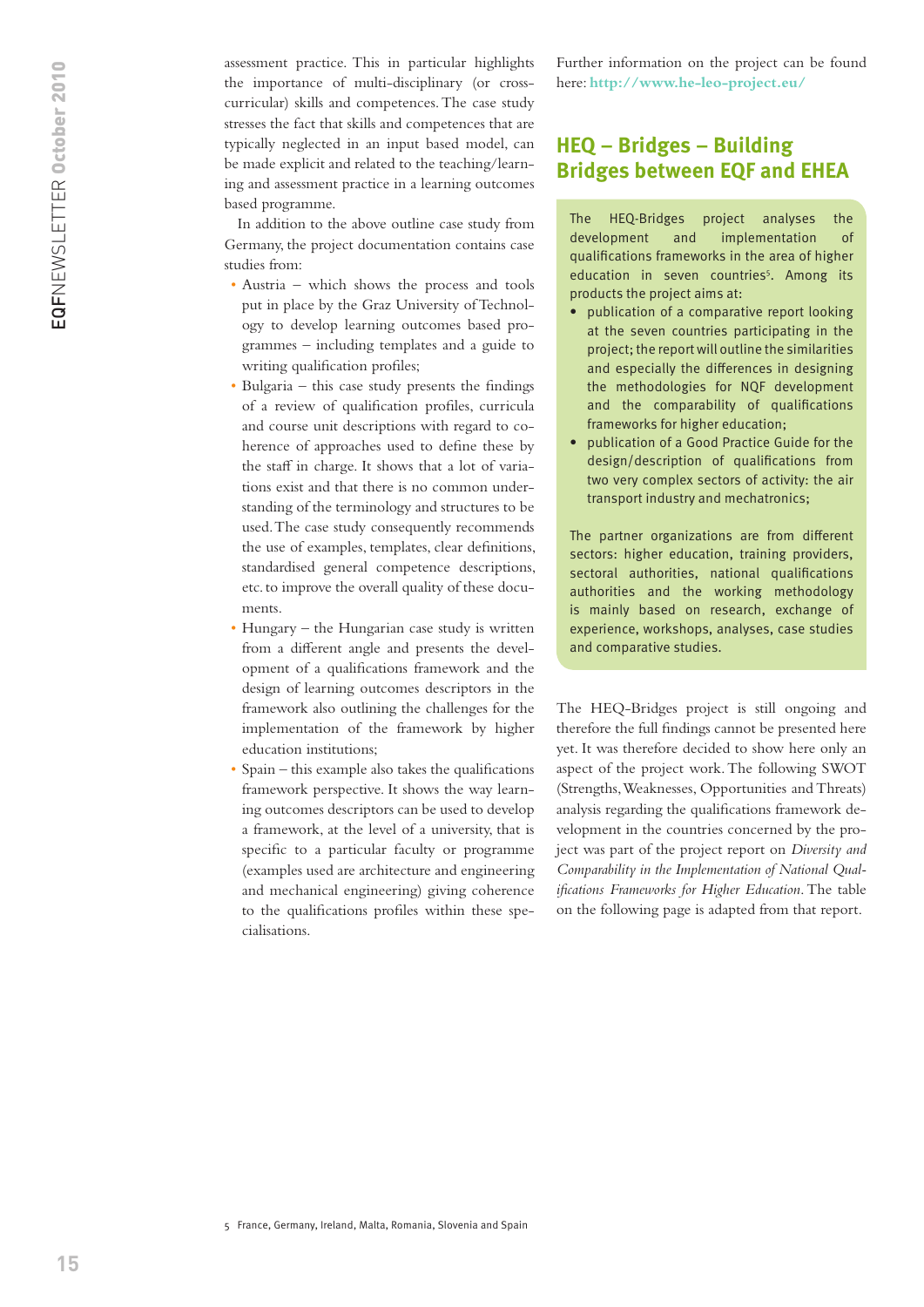assessment practice. This in particular highlights the importance of multi-disciplinary (or cross-curricular) skills and competences. The case study stresses the fact that skills and competences that are typically neglected in an input based model, can be made explicit and related to the teaching/learning and assessment practice in a learning outcomes based programme.

In addition to the above outline case study from Germany, the project documentation contains case studies from:

- Austria – which shows the process and tools put in place by the Graz University of Technology to develop learning outcomes based programmes – including templates and a guide to writing qualification profiles;
- Bulgaria – this case study presents the findings of a review of qualification profiles, curricula and course unit descriptions with regard to coherence of approaches used to define these by the staff in charge. It shows that a lot of variations exist and that there is no common understanding of the terminology and structures to be used. The case study consequently recommends the use of examples, templates, clear definitions, standardised general competence descriptions, etc. to improve the overall quality of these documents.
- Hungary – the Hungarian case study is written from a different angle and presents the development of a qualifications framework and the design of learning outcomes descriptors in the framework also outlining the challenges for the implementation of the framework by higher education institutions;
- Spain – this example also takes the qualifications framework perspective. It shows the way learning outcomes descriptors can be used to develop a framework, at the level of a university, that is specific to a particular faculty or programme (examples used are architecture and engineering and mechanical engineering) giving coherence to the qualifications profiles within these specialisations.

Further information on the project can be found here: **http://www.he-leo-project.eu/**

## HEQ – Bridges – Building Bridges between EQF and EHEA

The HEQ-Bridges project analyses the development and implementation of qualifications frameworks in the area of higher education in seven countries[5]. Among its products the project aims at:

- publication of a comparative report looking at the seven countries participating in the project; the report will outline the similarities and especially the differences in designing the methodologies for NQF development and the comparability of qualifications frameworks for higher education;
- publication of a Good Practice Guide for the design/description of qualifications from two very complex sectors of activity: the air transport industry and mechatronics;

The partner organizations are from different sectors: higher education, training providers, sectoral authorities, national qualifications authorities and the working methodology is mainly based on research, exchange of experience, workshops, analyses, case studies and comparative studies.

The HEQ-Bridges project is still ongoing and therefore the full findings cannot be presented here yet. It was therefore decided to show here only an aspect of the project work. The following SWOT (Strengths, Weaknesses, Opportunities and Threats) analysis regarding the qualifications framework development in the countries concerned by the project was part of the project report on *Diversity and Comparability in the Implementation of National Qualifications Frameworks for Higher Education*. The table on the following page is adapted from that report.

5 France, Germany, Ireland, Malta, Romania, Slovenia and Spain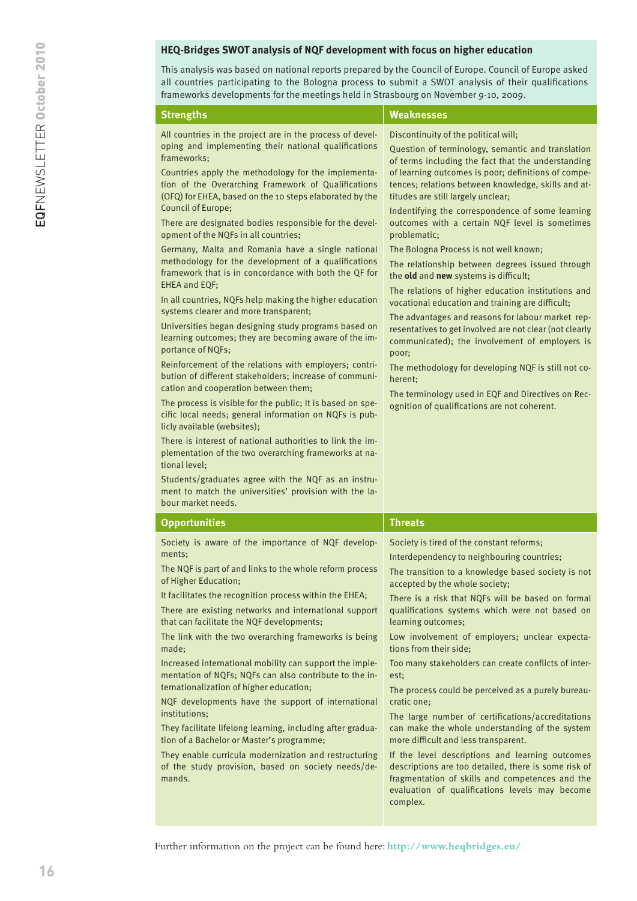### HEQ-Bridges SWOT analysis of NQF development with focus on higher education

This analysis was based on national reports prepared by the Council of Europe. Council of Europe asked all countries participating to the Bologna process to submit a SWOT analysis of their qualifications frameworks developments for the meetings held in Strasbourg on November 9-10, 2009.

#### Strengths

All countries in the project are in the process of developing and implementing their national qualifications frameworks;

Countries apply the methodology for the implementation of the Overarching Framework of Qualifications (OFQ) for EHEA, based on the 10 steps elaborated by the Council of Europe;

There are designated bodies responsible for the development of the NQFs in all countries;

Germany, Malta and Romania have a single national methodology for the development of a qualifications framework that is in concordance with both the QF for EHEA and EQF;

In all countries, NQFs help making the higher education systems clearer and more transparent;

Universities began designing study programs based on learning outcomes; they are becoming aware of the importance of NQFs;

Reinforcement of the relations with employers; contribution of different stakeholders; increase of communication and cooperation between them;

The process is visible for the public; It is based on specific local needs; general information on NQFs is publicly available (websites);

There is interest of national authorities to link the implementation of the two overarching frameworks at national level;

Students/graduates agree with the NQF as an instrument to match the universities' provision with the labour market needs.

#### Weaknesses

Discontinuity of the political will;

Question of terminology, semantic and translation of terms including the fact that the understanding of learning outcomes is poor; definitions of competences; relations between knowledge, skills and attitudes are still largely unclear;

Indentifying the correspondence of some learning outcomes with a certain NQF level is sometimes problematic;

The Bologna Process is not well known;

The relationship between degrees issued through the **old** and **new** systems is difficult;

The relations of higher education institutions and vocational education and training are difficult;

The advantages and reasons for labour market representatives to get involved are not clear (not clearly communicated); the involvement of employers is poor;

The methodology for developing NQF is still not coherent;

The terminology used in EQF and Directives on Recognition of qualifications are not coherent.

#### Opportunities

Society is aware of the importance of NQF developments;

The NQF is part of and links to the whole reform process of Higher Education;

It facilitates the recognition process within the EHEA;

There are existing networks and international support that can facilitate the NQF developments;

The link with the two overarching frameworks is being made;

Increased international mobility can support the implementation of NQFs; NQFs can also contribute to the internationalization of higher education;

NQF developments have the support of international institutions;

They facilitate lifelong learning, including after graduation of a Bachelor or Master's programme;

They enable curricula modernization and restructuring of the study provision, based on society needs/demands.

#### Threats

Society is tired of the constant reforms;

Interdependency to neighbouring countries;

The transition to a knowledge based society is not accepted by the whole society;

There is a risk that NQFs will be based on formal qualifications systems which were not based on learning outcomes;

Low involvement of employers; unclear expectations from their side;

Too many stakeholders can create conflicts of interest;

The process could be perceived as a purely bureaucratic one;

The large number of certifications/accreditations can make the whole understanding of the system more difficult and less transparent.

If the level descriptions and learning outcomes descriptions are too detailed, there is some risk of fragmentation of skills and competences and the evaluation of qualifications levels may become complex.

Further information on the project can be found here: **http://www.heqbridges.eu/**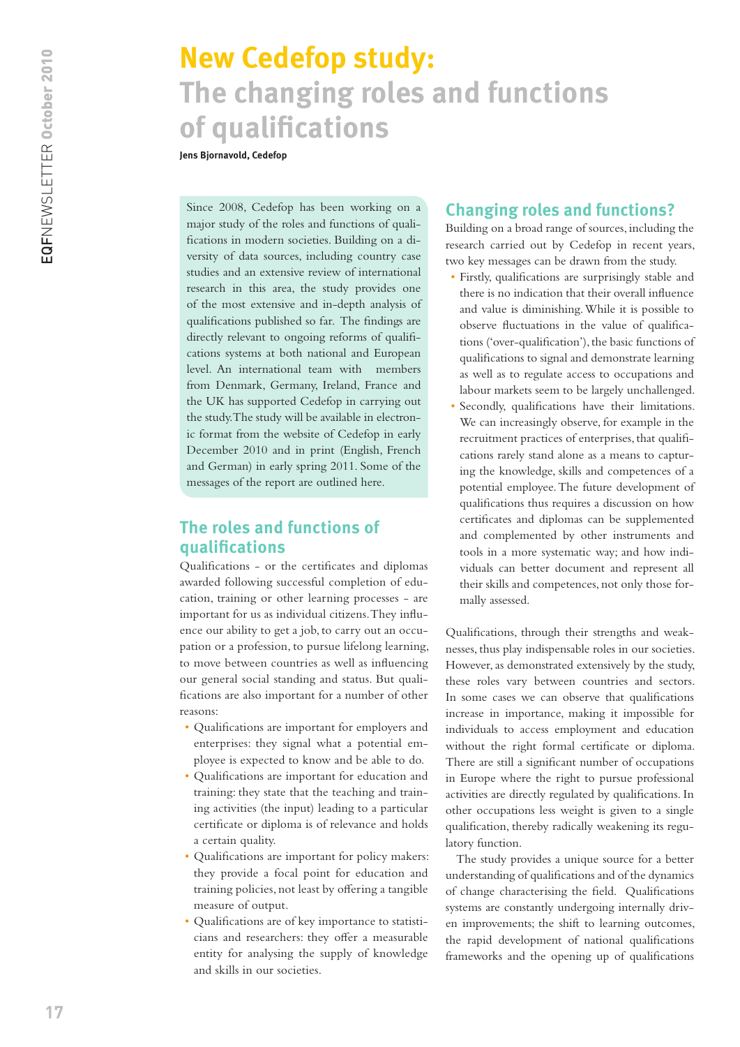# New Cedefop study: The changing roles and functions of qualifications

**Jens Bjornavold, Cedefop**

Since 2008, Cedefop has been working on a major study of the roles and functions of qualifications in modern societies. Building on a diversity of data sources, including country case studies and an extensive review of international research in this area, the study provides one of the most extensive and in-depth analysis of qualifications published so far. The findings are directly relevant to ongoing reforms of qualifications systems at both national and European level. An international team with members from Denmark, Germany, Ireland, France and the UK has supported Cedefop in carrying out the study. The study will be available in electronic format from the website of Cedefop in early December 2010 and in print (English, French and German) in early spring 2011. Some of the messages of the report are outlined here.

## The roles and functions of qualifications

Qualifications - or the certificates and diplomas awarded following successful completion of education, training or other learning processes - are important for us as individual citizens. They influence our ability to get a job, to carry out an occupation or a profession, to pursue lifelong learning, to move between countries as well as influencing our general social standing and status. But qualifications are also important for a number of other reasons:

- Qualifications are important for employers and enterprises: they signal what a potential employee is expected to know and be able to do.
- Qualifications are important for education and training: they state that the teaching and training activities (the input) leading to a particular certificate or diploma is of relevance and holds a certain quality.
- Qualifications are important for policy makers: they provide a focal point for education and training policies, not least by offering a tangible measure of output.
- Qualifications are of key importance to statisticians and researchers: they offer a measurable entity for analysing the supply of knowledge and skills in our societies.

## Changing roles and functions?

Building on a broad range of sources, including the research carried out by Cedefop in recent years, two key messages can be drawn from the study.

- Firstly, qualifications are surprisingly stable and there is no indication that their overall influence and value is diminishing. While it is possible to observe fluctuations in the value of qualifications ('over-qualification'), the basic functions of qualifications to signal and demonstrate learning as well as to regulate access to occupations and labour markets seem to be largely unchallenged.
- Secondly, qualifications have their limitations. We can increasingly observe, for example in the recruitment practices of enterprises, that qualifications rarely stand alone as a means to capturing the knowledge, skills and competences of a potential employee. The future development of qualifications thus requires a discussion on how certificates and diplomas can be supplemented and complemented by other instruments and tools in a more systematic way; and how individuals can better document and represent all their skills and competences, not only those formally assessed.

Qualifications, through their strengths and weaknesses, thus play indispensable roles in our societies. However, as demonstrated extensively by the study, these roles vary between countries and sectors. In some cases we can observe that qualifications increase in importance, making it impossible for individuals to access employment and education without the right formal certificate or diploma. There are still a significant number of occupations in Europe where the right to pursue professional activities are directly regulated by qualifications. In other occupations less weight is given to a single qualification, thereby radically weakening its regulatory function.

The study provides a unique source for a better understanding of qualifications and of the dynamics of change characterising the field. Qualifications systems are constantly undergoing internally driven improvements; the shift to learning outcomes, the rapid development of national qualifications frameworks and the opening up of qualifications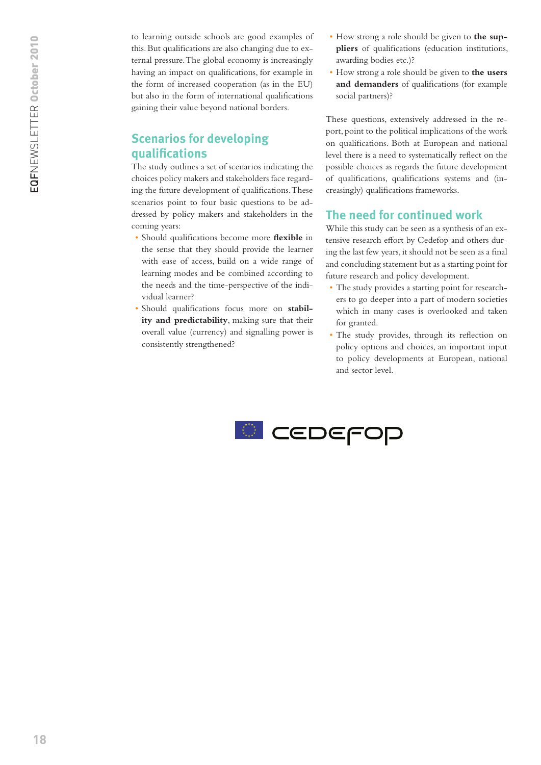to learning outside schools are good examples of this. But qualifications are also changing due to external pressure. The global economy is increasingly having an impact on qualifications, for example in the form of increased cooperation (as in the EU) but also in the form of international qualifications gaining their value beyond national borders.

## Scenarios for developing qualifications

The study outlines a set of scenarios indicating the choices policy makers and stakeholders face regarding the future development of qualifications. These scenarios point to four basic questions to be addressed by policy makers and stakeholders in the coming years:

- Should qualifications become more **flexible** in the sense that they should provide the learner with ease of access, build on a wide range of learning modes and be combined according to the needs and the time-perspective of the individual learner?
- Should qualifications focus more on **stability and predictability**, making sure that their overall value (currency) and signalling power is consistently strengthened?
- How strong a role should be given to **the suppliers** of qualifications (education institutions, awarding bodies etc.)?
- How strong a role should be given to **the users and demanders** of qualifications (for example social partners)?

These questions, extensively addressed in the report, point to the political implications of the work on qualifications. Both at European and national level there is a need to systematically reflect on the possible choices as regards the future development of qualifications, qualifications systems and (increasingly) qualifications frameworks.

## The need for continued work

While this study can be seen as a synthesis of an extensive research effort by Cedefop and others during the last few years, it should not be seen as a final and concluding statement but as a starting point for future research and policy development.

- The study provides a starting point for researchers to go deeper into a part of modern societies which in many cases is overlooked and taken for granted.
- The study provides, through its reflection on policy options and choices, an important input to policy developments at European, national and sector level.

CEDEFOP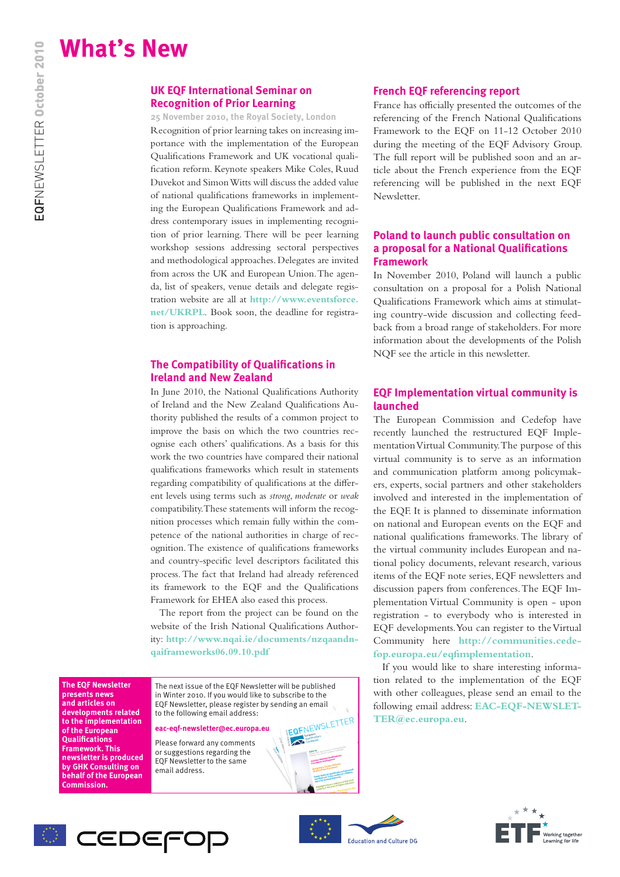# What's New

## UK EQF International Seminar on Recognition of Prior Learning

25 November 2010, the Royal Society, London

Recognition of prior learning takes on increasing importance with the implementation of the European Qualifications Framework and UK vocational qualification reform. Keynote speakers Mike Coles, Ruud Duvekot and Simon Witts will discuss the added value of national qualifications frameworks in implementing the European Qualifications Framework and address contemporary issues in implementing recognition of prior learning. There will be peer learning workshop sessions addressing sectoral perspectives and methodological approaches. Delegates are invited from across the UK and European Union. The agenda, list of speakers, venue details and delegate registration website are all at **http://www.eventsforce.net/UKRPL**. Book soon, the deadline for registration is approaching.

## The Compatibility of Qualifications in Ireland and New Zealand

In June 2010, the National Qualifications Authority of Ireland and the New Zealand Qualifications Authority published the results of a common project to improve the basis on which the two countries recognise each others' qualifications. As a basis for this work the two countries have compared their national qualifications frameworks which result in statements regarding compatibility of qualifications at the different levels using terms such as *strong*, *moderate* or *weak* compatibility. These statements will inform the recognition processes which remain fully within the competence of the national authorities in charge of recognition. The existence of qualifications frameworks and country-specific level descriptors facilitated this process. The fact that Ireland had already referenced its framework to the EQF and the Qualifications Framework for EHEA also eased this process.

The report from the project can be found on the website of the Irish National Qualifications Authority: **http://www.nqai.ie/documents/nzqaandnqaiframeworks06.09.10.pdf**

## French EQF referencing report

France has officially presented the outcomes of the referencing of the French National Qualifications Framework to the EQF on 11-12 October 2010 during the meeting of the EQF Advisory Group. The full report will be published soon and an article about the French experience from the EQF referencing will be published in the next EQF Newsletter.

## Poland to launch public consultation on a proposal for a National Qualifications Framework

In November 2010, Poland will launch a public consultation on a proposal for a Polish National Qualifications Framework which aims at stimulating country-wide discussion and collecting feedback from a broad range of stakeholders. For more information about the developments of the Polish NQF see the article in this newsletter.

## EQF Implementation virtual community is launched

The European Commission and Cedefop have recently launched the restructured EQF Implementation Virtual Community. The purpose of this virtual community is to serve as an information and communication platform among policymakers, experts, social partners and other stakeholders involved and interested in the implementation of the EQF. It is planned to disseminate information on national and European events on the EQF and national qualifications frameworks. The library of the virtual community includes European and national policy documents, relevant research, various items of the EQF note series, EQF newsletters and discussion papers from conferences. The EQF Implementation Virtual Community is open - upon registration - to everybody who is interested in EQF developments. You can register to the Virtual Community here **http://communities.cedefop.europa.eu/eqfimplementation**.

If you would like to share interesting information related to the implementation of the EQF with other colleagues, please send an email to the following email address: **EAC-EQF-NEWSLETTER@ec.europa.eu**.

---

**The EQF Newsletter presents news and articles on developments related to the implementation of the European Qualifications Framework. This newsletter is produced by GHK Consulting on behalf of the European Commission.**

The next issue of the EQF Newsletter will be published in Winter 2010. If you would like to subscribe to the EQF Newsletter, please register by sending an email to the following email address:

**eac-eqf-newsletter@ec.europa.eu**

Please forward any comments or suggestions regarding the EQF Newsletter to the same email address.

CEDEFOP — Education and Culture DG — ETF Working together Learning for life